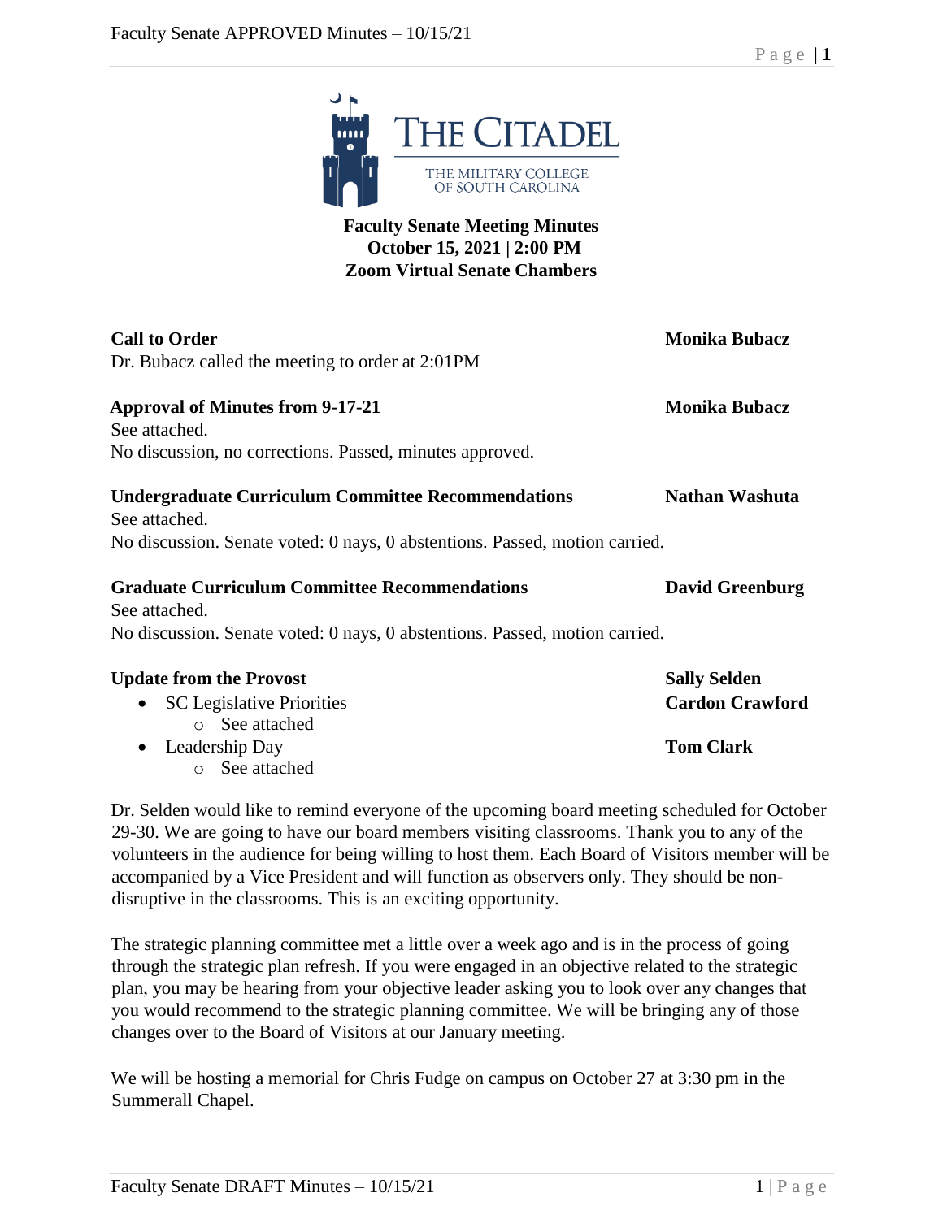THE CITADEL

THE MILITARY COLLEGE OF SOUTH CAROLINA

**Faculty Senate Meeting Minutes**
**October 15, 2021 | 2:00 PM**
**Zoom Virtual Senate Chambers**

**Call to Order** — **Monika Bubacz**

Dr. Bubacz called the meeting to order at 2:01PM

**Approval of Minutes from 9-17-21** — **Monika Bubacz**

See attached.
No discussion, no corrections. Passed, minutes approved.

**Undergraduate Curriculum Committee Recommendations** — **Nathan Washuta**

See attached.
No discussion. Senate voted: 0 nays, 0 abstentions. Passed, motion carried.

**Graduate Curriculum Committee Recommendations** — **David Greenburg**

See attached.
No discussion. Senate voted: 0 nays, 0 abstentions. Passed, motion carried.

**Update from the Provost** — **Sally Selden**

- SC Legislative Priorities — **Cardon Crawford**
  - See attached
- Leadership Day — **Tom Clark**
  - See attached

Dr. Selden would like to remind everyone of the upcoming board meeting scheduled for October 29-30. We are going to have our board members visiting classrooms. Thank you to any of the volunteers in the audience for being willing to host them. Each Board of Visitors member will be accompanied by a Vice President and will function as observers only. They should be non-disruptive in the classrooms. This is an exciting opportunity.

The strategic planning committee met a little over a week ago and is in the process of going through the strategic plan refresh. If you were engaged in an objective related to the strategic plan, you may be hearing from your objective leader asking you to look over any changes that you would recommend to the strategic planning committee. We will be bringing any of those changes over to the Board of Visitors at our January meeting.

We will be hosting a memorial for Chris Fudge on campus on October 27 at 3:30 pm in the Summerall Chapel.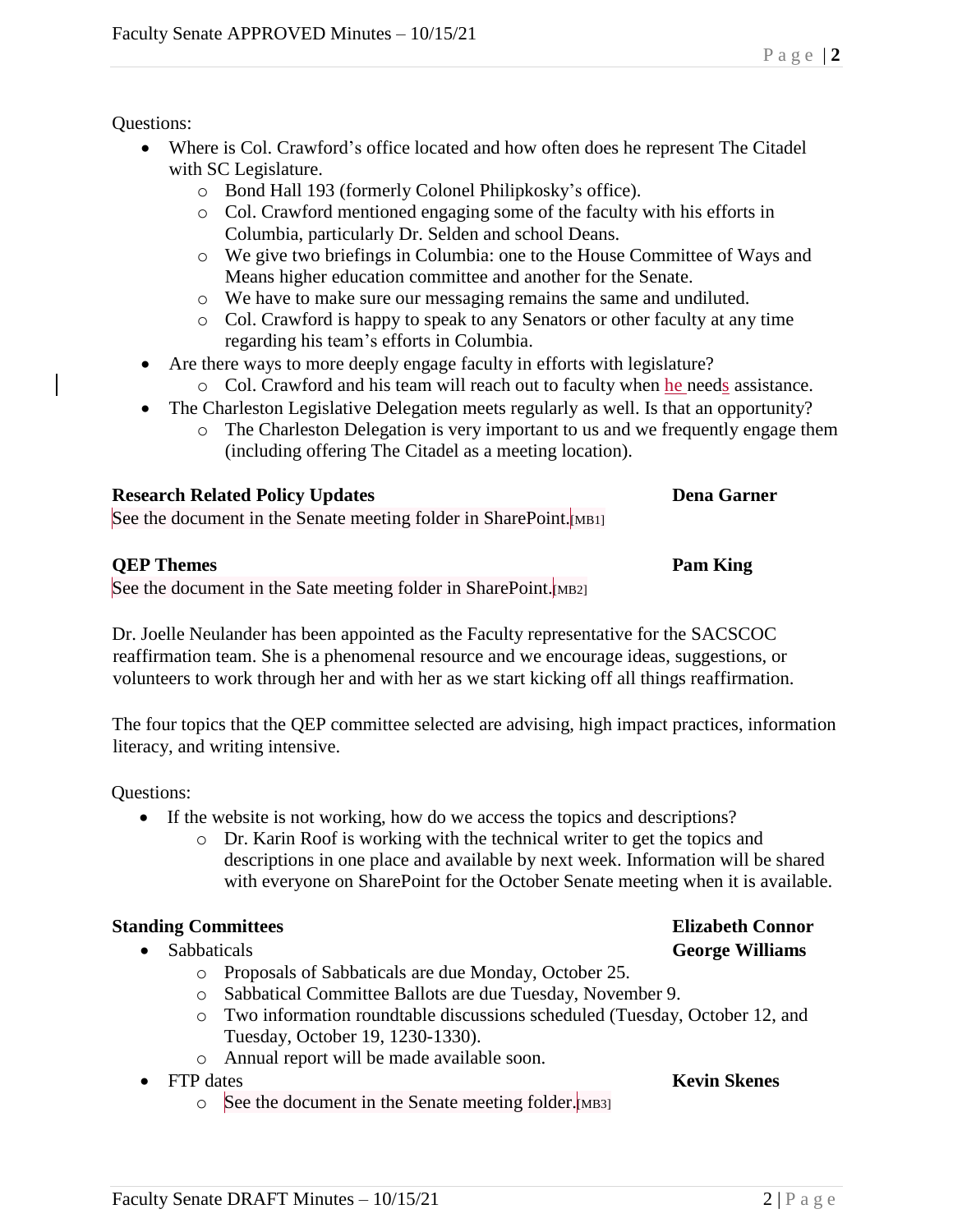Questions:

- Where is Col. Crawford's office located and how often does he represent The Citadel with SC Legislature.
  - Bond Hall 193 (formerly Colonel Philipkosky's office).
  - Col. Crawford mentioned engaging some of the faculty with his efforts in Columbia, particularly Dr. Selden and school Deans.
  - We give two briefings in Columbia: one to the House Committee of Ways and Means higher education committee and another for the Senate.
  - We have to make sure our messaging remains the same and undiluted.
  - Col. Crawford is happy to speak to any Senators or other faculty at any time regarding his team's efforts in Columbia.
- Are there ways to more deeply engage faculty in efforts with legislature?
  - Col. Crawford and his team will reach out to faculty when he needs assistance.
- The Charleston Legislative Delegation meets regularly as well. Is that an opportunity?
  - The Charleston Delegation is very important to us and we frequently engage them (including offering The Citadel as a meeting location).

**Research Related Policy Updates** **Dena Garner**

See the document in the Senate meeting folder in SharePoint.[MB1]

**QEP Themes** **Pam King**

See the document in the Sate meeting folder in SharePoint.[MB2]

Dr. Joelle Neulander has been appointed as the Faculty representative for the SACSCOC reaffirmation team. She is a phenomenal resource and we encourage ideas, suggestions, or volunteers to work through her and with her as we start kicking off all things reaffirmation.

The four topics that the QEP committee selected are advising, high impact practices, information literacy, and writing intensive.

Questions:

- If the website is not working, how do we access the topics and descriptions?
  - Dr. Karin Roof is working with the technical writer to get the topics and descriptions in one place and available by next week. Information will be shared with everyone on SharePoint for the October Senate meeting when it is available.

**Standing Committees** **Elizabeth Connor**

- Sabbaticals **George Williams**
  - Proposals of Sabbaticals are due Monday, October 25.
  - Sabbatical Committee Ballots are due Tuesday, November 9.
  - Two information roundtable discussions scheduled (Tuesday, October 12, and Tuesday, October 19, 1230-1330).
  - Annual report will be made available soon.
- FTP dates **Kevin Skenes**
  - See the document in the Senate meeting folder.[MB3]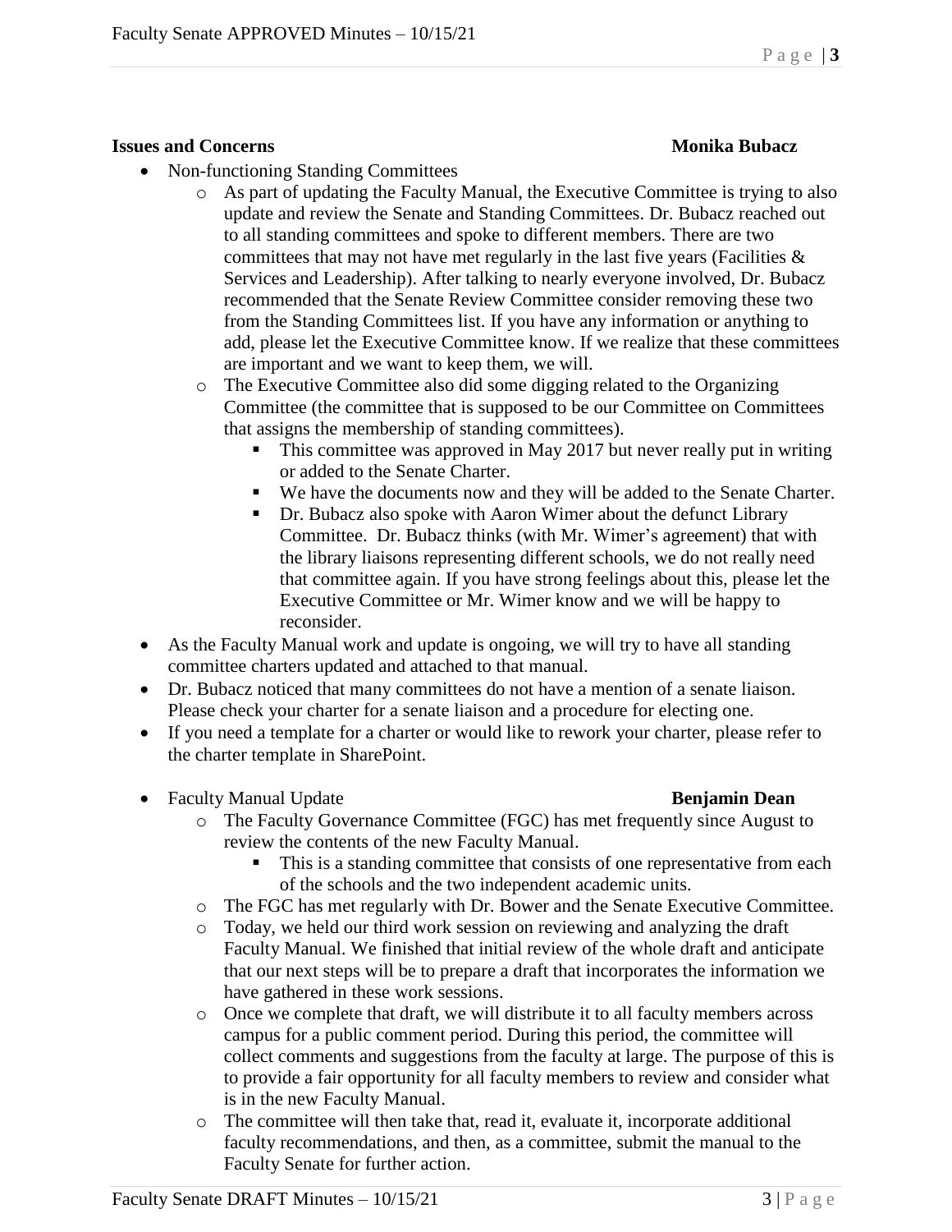**Issues and Concerns** **Monika Bubacz**

- Non-functioning Standing Committees
    - As part of updating the Faculty Manual, the Executive Committee is trying to also update and review the Senate and Standing Committees. Dr. Bubacz reached out to all standing committees and spoke to different members. There are two committees that may not have met regularly in the last five years (Facilities & Services and Leadership). After talking to nearly everyone involved, Dr. Bubacz recommended that the Senate Review Committee consider removing these two from the Standing Committees list. If you have any information or anything to add, please let the Executive Committee know. If we realize that these committees are important and we want to keep them, we will.
    - The Executive Committee also did some digging related to the Organizing Committee (the committee that is supposed to be our Committee on Committees that assigns the membership of standing committees).
        - This committee was approved in May 2017 but never really put in writing or added to the Senate Charter.
        - We have the documents now and they will be added to the Senate Charter.
        - Dr. Bubacz also spoke with Aaron Wimer about the defunct Library Committee. Dr. Bubacz thinks (with Mr. Wimer's agreement) that with the library liaisons representing different schools, we do not really need that committee again. If you have strong feelings about this, please let the Executive Committee or Mr. Wimer know and we will be happy to reconsider.
- As the Faculty Manual work and update is ongoing, we will try to have all standing committee charters updated and attached to that manual.
- Dr. Bubacz noticed that many committees do not have a mention of a senate liaison. Please check your charter for a senate liaison and a procedure for electing one.
- If you need a template for a charter or would like to rework your charter, please refer to the charter template in SharePoint.

- Faculty Manual Update **Benjamin Dean**
    - The Faculty Governance Committee (FGC) has met frequently since August to review the contents of the new Faculty Manual.
        - This is a standing committee that consists of one representative from each of the schools and the two independent academic units.
    - The FGC has met regularly with Dr. Bower and the Senate Executive Committee.
    - Today, we held our third work session on reviewing and analyzing the draft Faculty Manual. We finished that initial review of the whole draft and anticipate that our next steps will be to prepare a draft that incorporates the information we have gathered in these work sessions.
    - Once we complete that draft, we will distribute it to all faculty members across campus for a public comment period. During this period, the committee will collect comments and suggestions from the faculty at large. The purpose of this is to provide a fair opportunity for all faculty members to review and consider what is in the new Faculty Manual.
    - The committee will then take that, read it, evaluate it, incorporate additional faculty recommendations, and then, as a committee, submit the manual to the Faculty Senate for further action.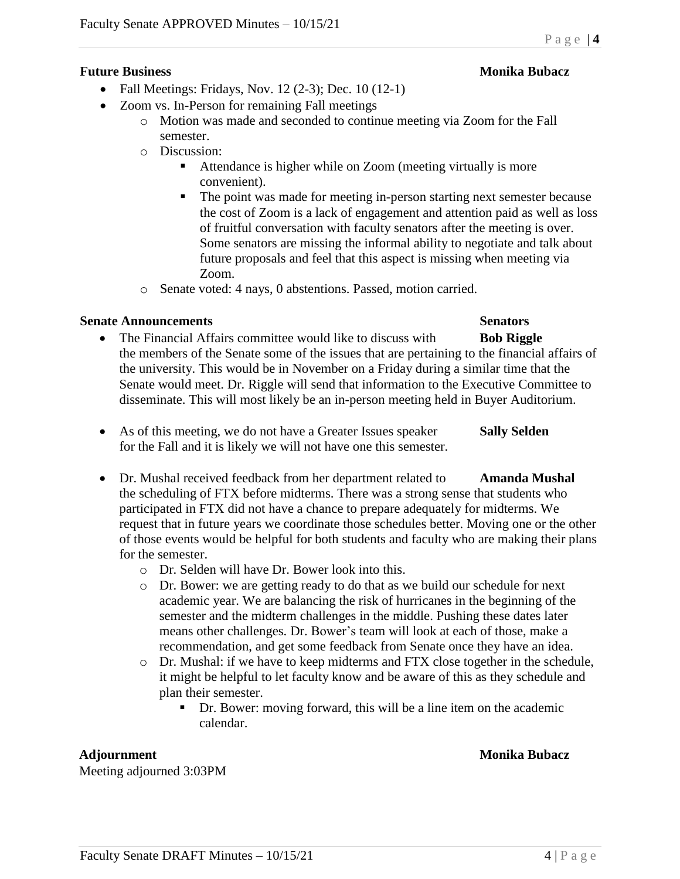**Future Business** **Monika Bubacz**

- Fall Meetings: Fridays, Nov. 12 (2-3); Dec. 10 (12-1)
- Zoom vs. In-Person for remaining Fall meetings
  - Motion was made and seconded to continue meeting via Zoom for the Fall semester.
  - Discussion:
    - Attendance is higher while on Zoom (meeting virtually is more convenient).
    - The point was made for meeting in-person starting next semester because the cost of Zoom is a lack of engagement and attention paid as well as loss of fruitful conversation with faculty senators after the meeting is over. Some senators are missing the informal ability to negotiate and talk about future proposals and feel that this aspect is missing when meeting via Zoom.
  - Senate voted: 4 nays, 0 abstentions. Passed, motion carried.

**Senate Announcements** **Senators**

- **Bob Riggle** — The Financial Affairs committee would like to discuss with the members of the Senate some of the issues that are pertaining to the financial affairs of the university. This would be in November on a Friday during a similar time that the Senate would meet. Dr. Riggle will send that information to the Executive Committee to disseminate. This will most likely be an in-person meeting held in Buyer Auditorium.

- **Sally Selden** — As of this meeting, we do not have a Greater Issues speaker for the Fall and it is likely we will not have one this semester.

- **Amanda Mushal** — Dr. Mushal received feedback from her department related to the scheduling of FTX before midterms. There was a strong sense that students who participated in FTX did not have a chance to prepare adequately for midterms. We request that in future years we coordinate those schedules better. Moving one or the other of those events would be helpful for both students and faculty who are making their plans for the semester.
  - Dr. Selden will have Dr. Bower look into this.
  - Dr. Bower: we are getting ready to do that as we build our schedule for next academic year. We are balancing the risk of hurricanes in the beginning of the semester and the midterm challenges in the middle. Pushing these dates later means other challenges. Dr. Bower's team will look at each of those, make a recommendation, and get some feedback from Senate once they have an idea.
  - Dr. Mushal: if we have to keep midterms and FTX close together in the schedule, it might be helpful to let faculty know and be aware of this as they schedule and plan their semester.
    - Dr. Bower: moving forward, this will be a line item on the academic calendar.

**Adjournment** **Monika Bubacz**

Meeting adjourned 3:03PM